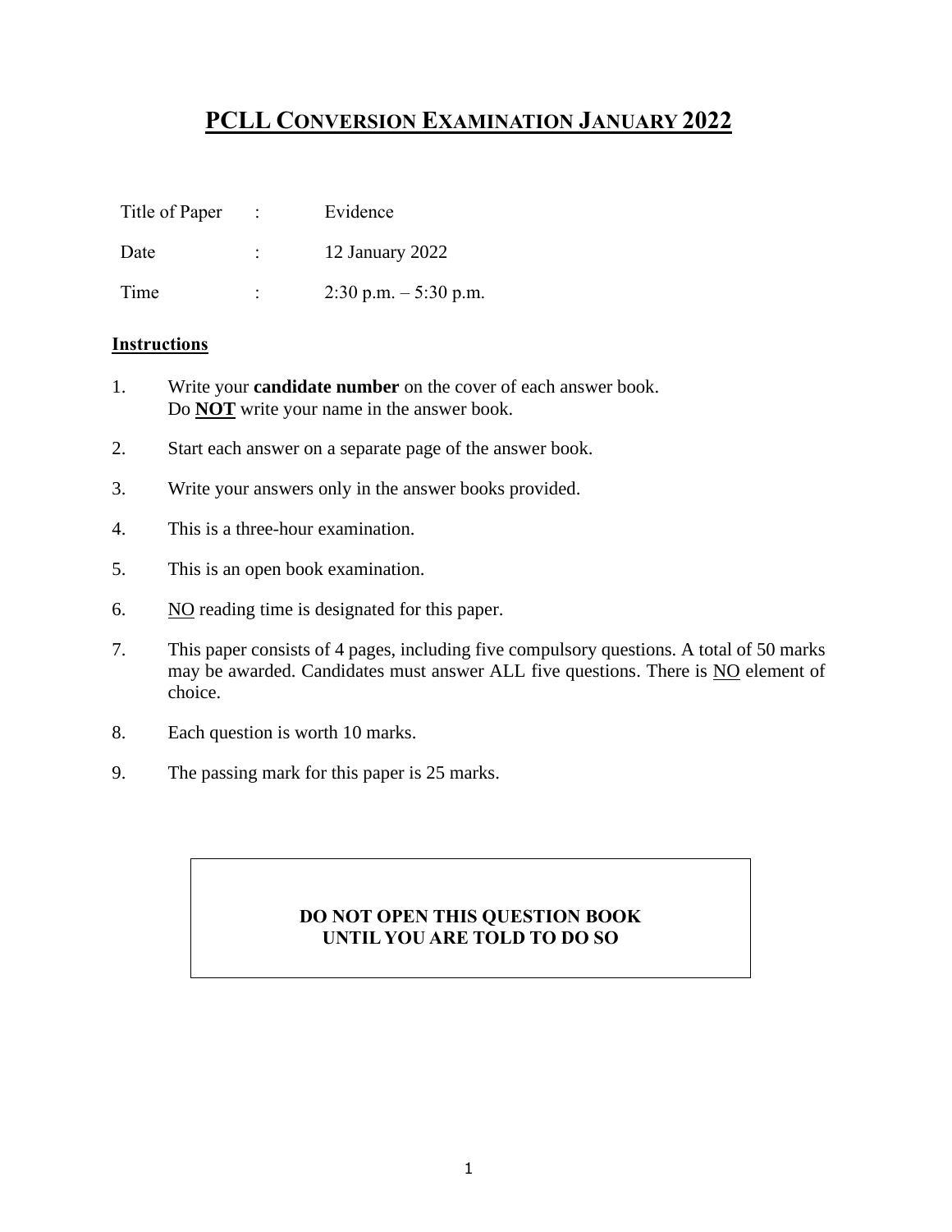# PCLL CONVERSION EXAMINATION JANUARY 2022

| | | |
|---|---|---|
| Title of Paper | : | Evidence |
| Date | : | 12 January 2022 |
| Time | : | 2:30 p.m. – 5:30 p.m. |

**Instructions**

1. Write your **candidate number** on the cover of each answer book.
   Do **NOT** write your name in the answer book.
2. Start each answer on a separate page of the answer book.
3. Write your answers only in the answer books provided.
4. This is a three-hour examination.
5. This is an open book examination.
6. NO reading time is designated for this paper.
7. This paper consists of 4 pages, including five compulsory questions. A total of 50 marks may be awarded. Candidates must answer ALL five questions. There is NO element of choice.
8. Each question is worth 10 marks.
9. The passing mark for this paper is 25 marks.

**DO NOT OPEN THIS QUESTION BOOK**
**UNTIL YOU ARE TOLD TO DO SO**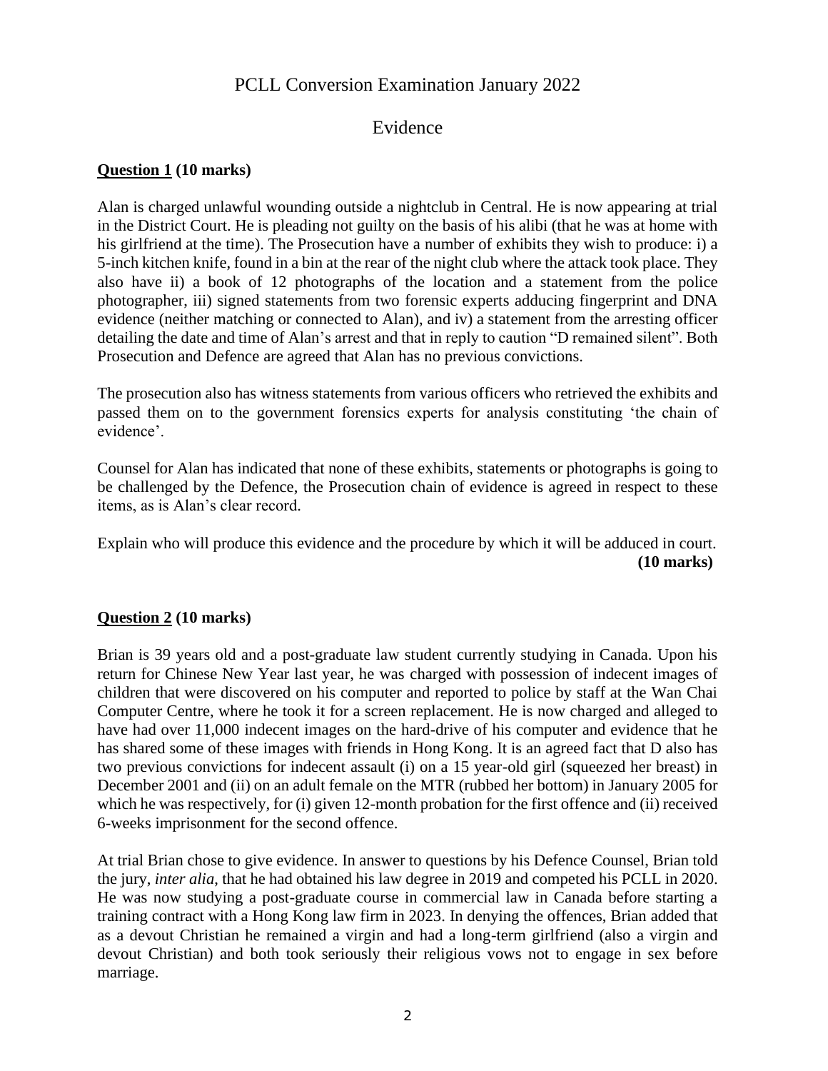# PCLL Conversion Examination January 2022

## Evidence

**Question 1 (10 marks)**

Alan is charged unlawful wounding outside a nightclub in Central. He is now appearing at trial in the District Court. He is pleading not guilty on the basis of his alibi (that he was at home with his girlfriend at the time). The Prosecution have a number of exhibits they wish to produce: i) a 5-inch kitchen knife, found in a bin at the rear of the night club where the attack took place. They also have ii) a book of 12 photographs of the location and a statement from the police photographer, iii) signed statements from two forensic experts adducing fingerprint and DNA evidence (neither matching or connected to Alan), and iv) a statement from the arresting officer detailing the date and time of Alan's arrest and that in reply to caution "D remained silent". Both Prosecution and Defence are agreed that Alan has no previous convictions.

The prosecution also has witness statements from various officers who retrieved the exhibits and passed them on to the government forensics experts for analysis constituting 'the chain of evidence'.

Counsel for Alan has indicated that none of these exhibits, statements or photographs is going to be challenged by the Defence, the Prosecution chain of evidence is agreed in respect to these items, as is Alan's clear record.

Explain who will produce this evidence and the procedure by which it will be adduced in court. **(10 marks)**

**Question 2 (10 marks)**

Brian is 39 years old and a post-graduate law student currently studying in Canada. Upon his return for Chinese New Year last year, he was charged with possession of indecent images of children that were discovered on his computer and reported to police by staff at the Wan Chai Computer Centre, where he took it for a screen replacement. He is now charged and alleged to have had over 11,000 indecent images on the hard-drive of his computer and evidence that he has shared some of these images with friends in Hong Kong. It is an agreed fact that D also has two previous convictions for indecent assault (i) on a 15 year-old girl (squeezed her breast) in December 2001 and (ii) on an adult female on the MTR (rubbed her bottom) in January 2005 for which he was respectively, for (i) given 12-month probation for the first offence and (ii) received 6-weeks imprisonment for the second offence.

At trial Brian chose to give evidence. In answer to questions by his Defence Counsel, Brian told the jury, *inter alia*, that he had obtained his law degree in 2019 and competed his PCLL in 2020. He was now studying a post-graduate course in commercial law in Canada before starting a training contract with a Hong Kong law firm in 2023. In denying the offences, Brian added that as a devout Christian he remained a virgin and had a long-term girlfriend (also a virgin and devout Christian) and both took seriously their religious vows not to engage in sex before marriage.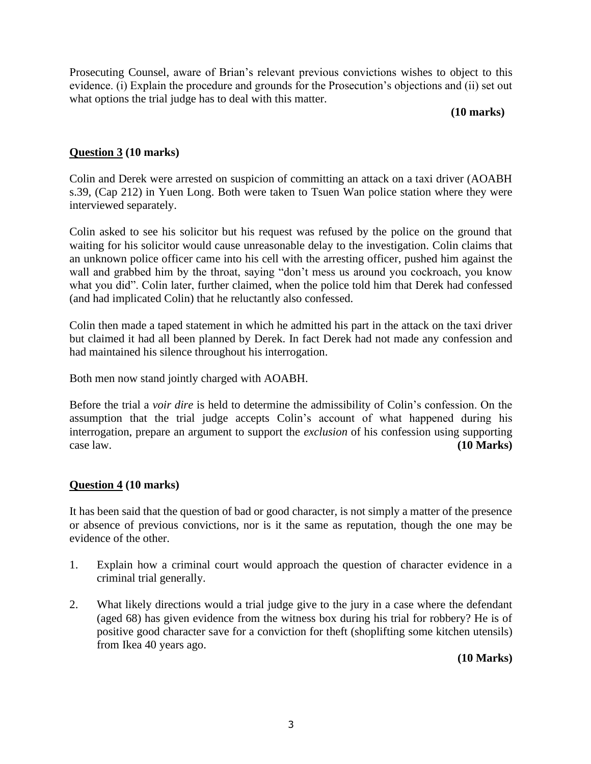Prosecuting Counsel, aware of Brian's relevant previous convictions wishes to object to this evidence. (i) Explain the procedure and grounds for the Prosecution's objections and (ii) set out what options the trial judge has to deal with this matter.

**(10 marks)**

**Question 3 (10 marks)**

Colin and Derek were arrested on suspicion of committing an attack on a taxi driver (AOABH s.39, (Cap 212) in Yuen Long. Both were taken to Tsuen Wan police station where they were interviewed separately.

Colin asked to see his solicitor but his request was refused by the police on the ground that waiting for his solicitor would cause unreasonable delay to the investigation. Colin claims that an unknown police officer came into his cell with the arresting officer, pushed him against the wall and grabbed him by the throat, saying "don't mess us around you cockroach, you know what you did". Colin later, further claimed, when the police told him that Derek had confessed (and had implicated Colin) that he reluctantly also confessed.

Colin then made a taped statement in which he admitted his part in the attack on the taxi driver but claimed it had all been planned by Derek. In fact Derek had not made any confession and had maintained his silence throughout his interrogation.

Both men now stand jointly charged with AOABH.

Before the trial a *voir dire* is held to determine the admissibility of Colin's confession. On the assumption that the trial judge accepts Colin's account of what happened during his interrogation, prepare an argument to support the *exclusion* of his confession using supporting case law. **(10 Marks)**

**Question 4 (10 marks)**

It has been said that the question of bad or good character, is not simply a matter of the presence or absence of previous convictions, nor is it the same as reputation, though the one may be evidence of the other.

1. Explain how a criminal court would approach the question of character evidence in a criminal trial generally.
2. What likely directions would a trial judge give to the jury in a case where the defendant (aged 68) has given evidence from the witness box during his trial for robbery? He is of positive good character save for a conviction for theft (shoplifting some kitchen utensils) from Ikea 40 years ago.

**(10 Marks)**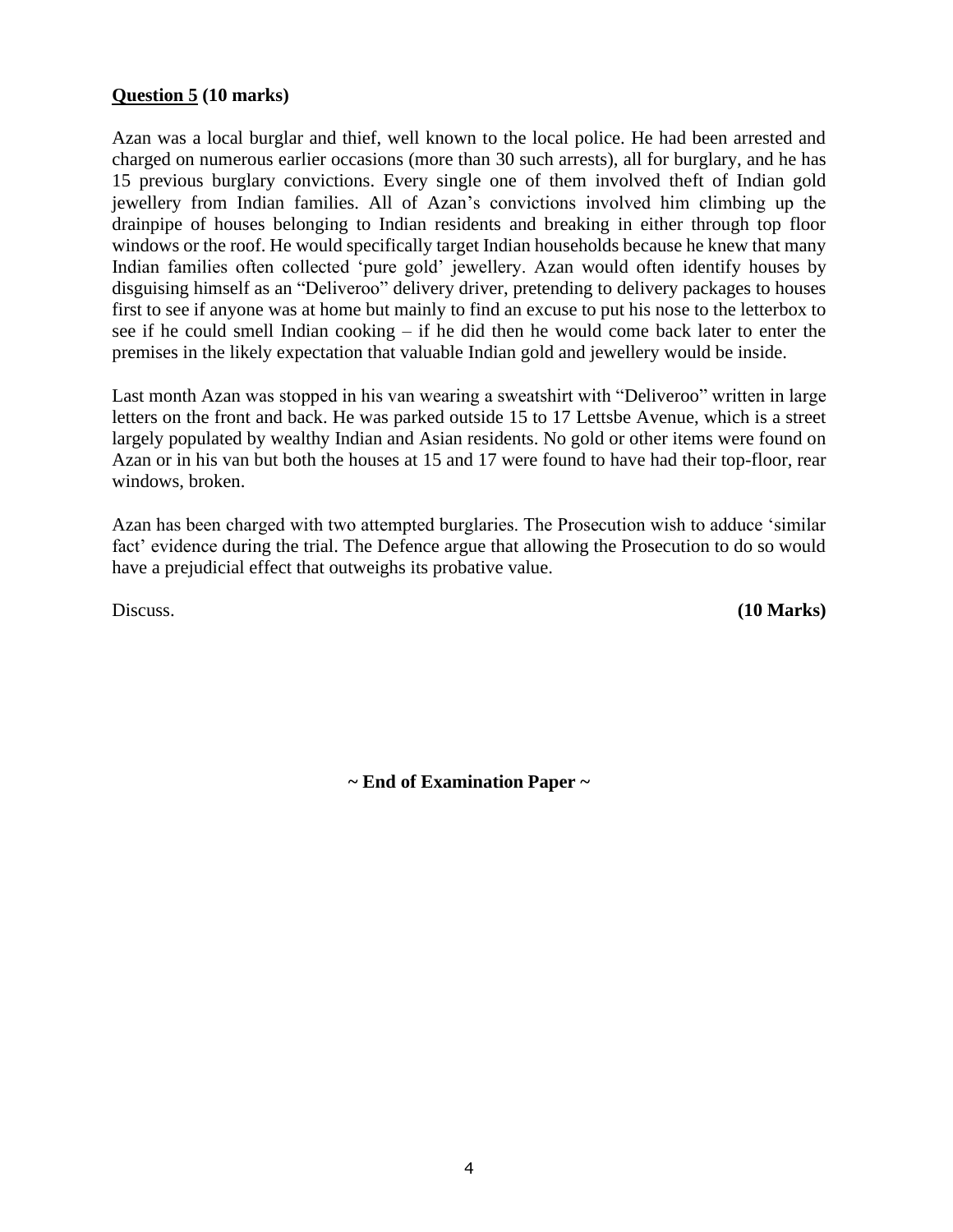**<u>Question 5</u> (10 marks)**

Azan was a local burglar and thief, well known to the local police. He had been arrested and charged on numerous earlier occasions (more than 30 such arrests), all for burglary, and he has 15 previous burglary convictions. Every single one of them involved theft of Indian gold jewellery from Indian families. All of Azan's convictions involved him climbing up the drainpipe of houses belonging to Indian residents and breaking in either through top floor windows or the roof. He would specifically target Indian households because he knew that many Indian families often collected 'pure gold' jewellery. Azan would often identify houses by disguising himself as an "Deliveroo" delivery driver, pretending to delivery packages to houses first to see if anyone was at home but mainly to find an excuse to put his nose to the letterbox to see if he could smell Indian cooking – if he did then he would come back later to enter the premises in the likely expectation that valuable Indian gold and jewellery would be inside.

Last month Azan was stopped in his van wearing a sweatshirt with "Deliveroo" written in large letters on the front and back. He was parked outside 15 to 17 Lettsbe Avenue, which is a street largely populated by wealthy Indian and Asian residents. No gold or other items were found on Azan or in his van but both the houses at 15 and 17 were found to have had their top-floor, rear windows, broken.

Azan has been charged with two attempted burglaries. The Prosecution wish to adduce 'similar fact' evidence during the trial. The Defence argue that allowing the Prosecution to do so would have a prejudicial effect that outweighs its probative value.

Discuss. **(10 Marks)**

**~ End of Examination Paper ~**